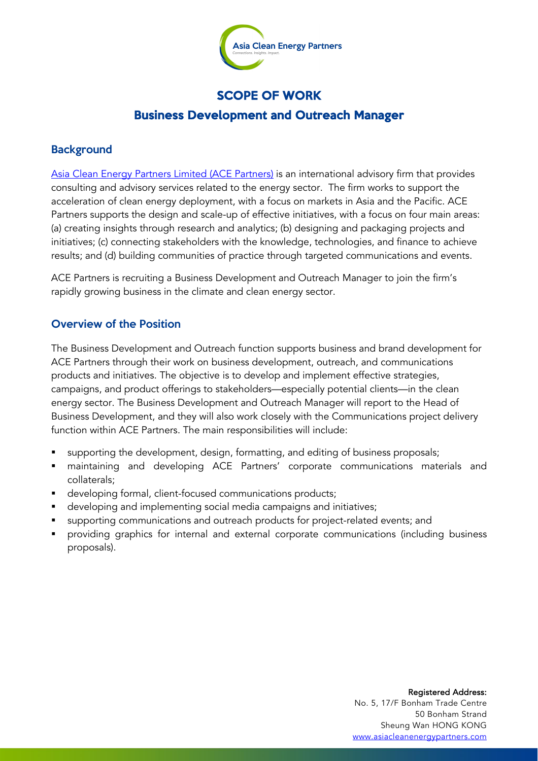# SCOPE OF WORK

## Business Development and Outreach Manager

### Background

Asia Clean Energy Partners Limited (ACE Partners) is an international advisory firm that provides consulting and advisory services related to the energy sector. The firm works to support the acceleration of clean energy deployment, with a focus on markets in Asia and the Pacific. ACE Partners supports the design and scale-up of effective initiatives, with a focus on four main areas: (a) creating insights through research and analytics; (b) designing and packaging projects and initiatives; (c) connecting stakeholders with the knowledge, technologies, and finance to achieve results; and (d) building communities of practice through targeted communications and events.

ACE Partners is recruiting a Business Development and Outreach Manager to join the firm's rapidly growing business in the climate and clean energy sector.

### Overview of the Position

The Business Development and Outreach function supports business and brand development for ACE Partners through their work on business development, outreach, and communications products and initiatives. The objective is to develop and implement effective strategies, campaigns, and product offerings to stakeholders—especially potential clients—in the clean energy sector. The Business Development and Outreach Manager will report to the Head of Business Development, and they will also work closely with the Communications project delivery function within ACE Partners. The main responsibilities will include:

- supporting the development, design, formatting, and editing of business proposals;
- maintaining and developing ACE Partners' corporate communications materials and collaterals;
- developing formal, client-focused communications products;
- developing and implementing social media campaigns and initiatives;
- supporting communications and outreach products for project-related events; and
- providing graphics for internal and external corporate communications (including business proposals).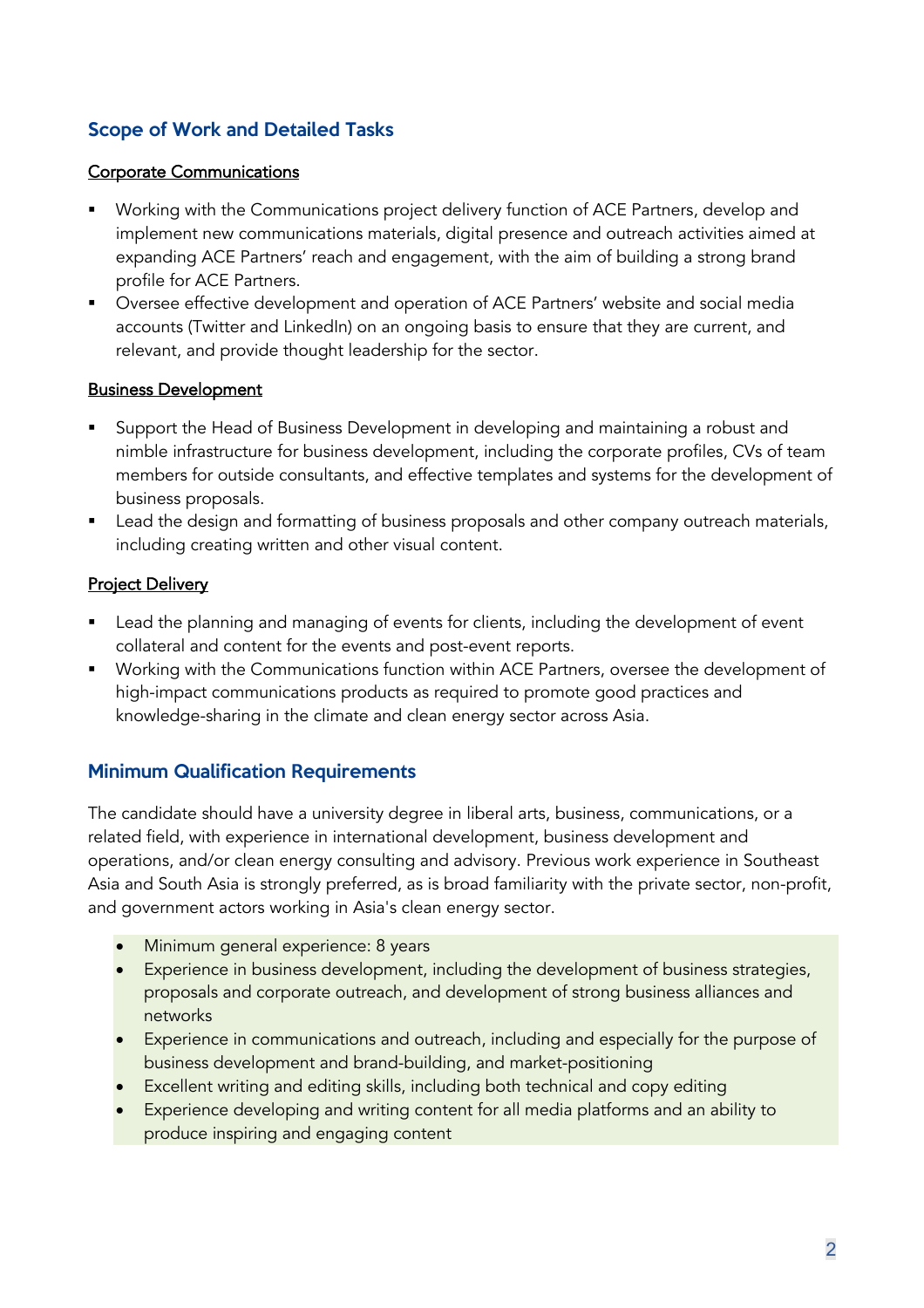## Scope of Work and Detailed Tasks

<u>Corporate Communications</u>

- Working with the Communications project delivery function of ACE Partners, develop and implement new communications materials, digital presence and outreach activities aimed at expanding ACE Partners' reach and engagement, with the aim of building a strong brand profile for ACE Partners.
- Oversee effective development and operation of ACE Partners' website and social media accounts (Twitter and LinkedIn) on an ongoing basis to ensure that they are current, and relevant, and provide thought leadership for the sector.

<u>Business Development</u>

- Support the Head of Business Development in developing and maintaining a robust and nimble infrastructure for business development, including the corporate profiles, CVs of team members for outside consultants, and effective templates and systems for the development of business proposals.
- Lead the design and formatting of business proposals and other company outreach materials, including creating written and other visual content.

<u>Project Delivery</u>

- Lead the planning and managing of events for clients, including the development of event collateral and content for the events and post-event reports.
- Working with the Communications function within ACE Partners, oversee the development of high-impact communications products as required to promote good practices and knowledge-sharing in the climate and clean energy sector across Asia.

## Minimum Qualification Requirements

The candidate should have a university degree in liberal arts, business, communications, or a related field, with experience in international development, business development and operations, and/or clean energy consulting and advisory. Previous work experience in Southeast Asia and South Asia is strongly preferred, as is broad familiarity with the private sector, non-profit, and government actors working in Asia's clean energy sector.

- Minimum general experience: 8 years
- Experience in business development, including the development of business strategies, proposals and corporate outreach, and development of strong business alliances and networks
- Experience in communications and outreach, including and especially for the purpose of business development and brand-building, and market-positioning
- Excellent writing and editing skills, including both technical and copy editing
- Experience developing and writing content for all media platforms and an ability to produce inspiring and engaging content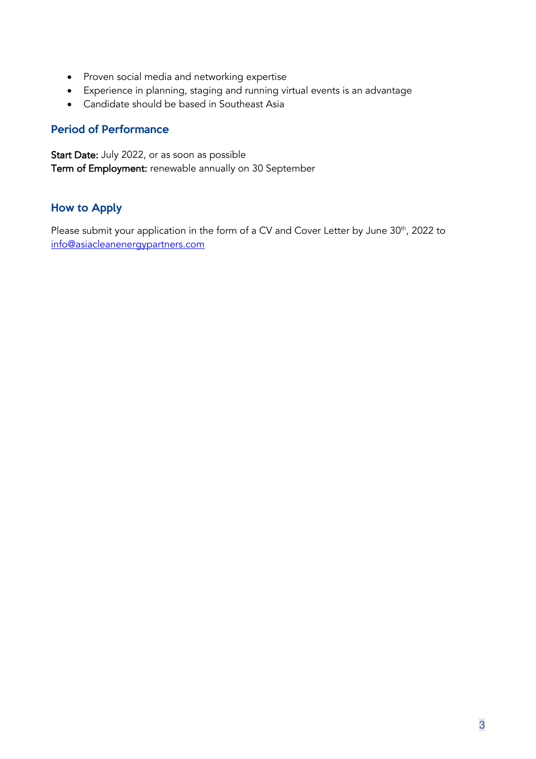- Proven social media and networking expertise
- Experience in planning, staging and running virtual events is an advantage
- Candidate should be based in Southeast Asia

## Period of Performance

**Start Date:** July 2022, or as soon as possible
**Term of Employment:** renewable annually on 30 September

## How to Apply

Please submit your application in the form of a CV and Cover Letter by June 30th, 2022 to info@asiacleanenergypartners.com